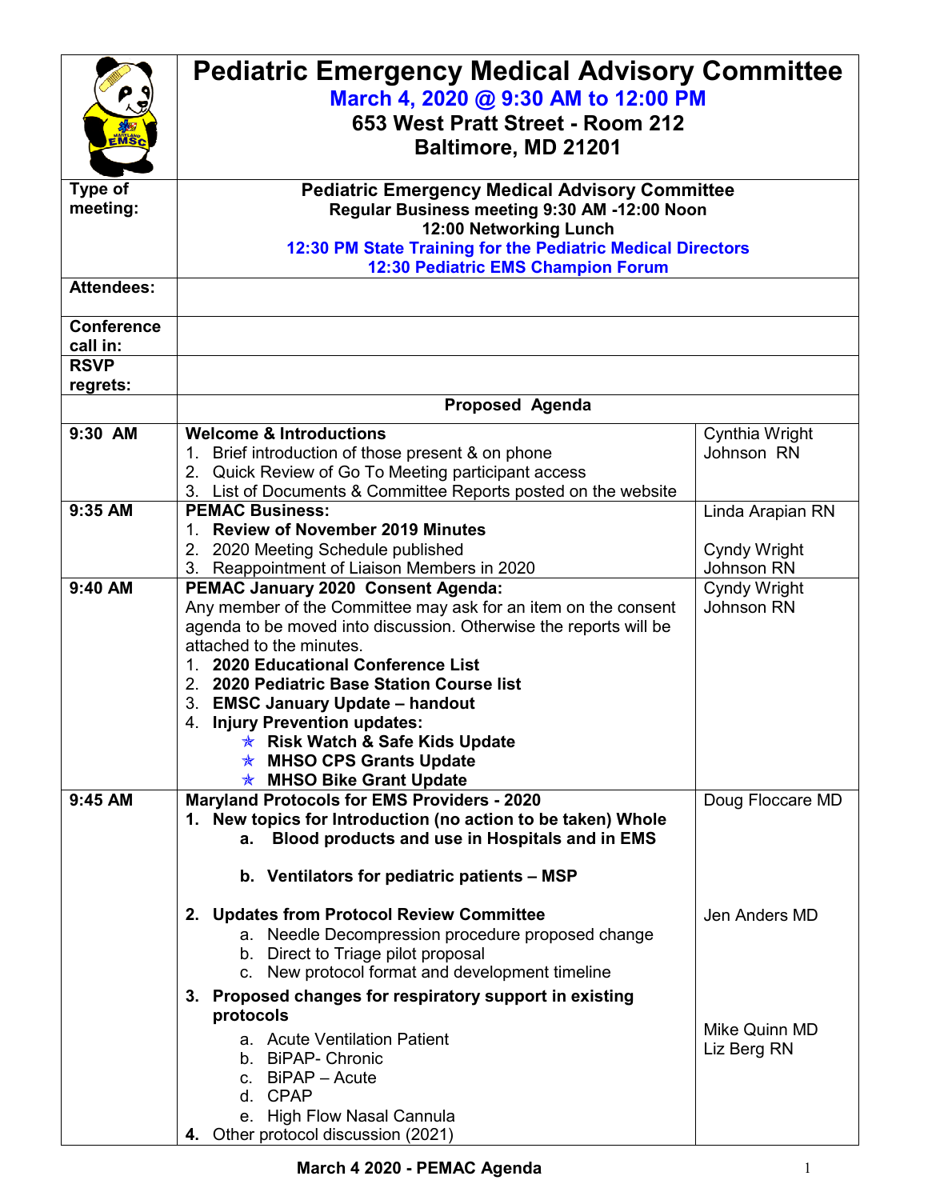# Pediatric Emergency Medical Advisory Committee

**March 4, 2020 @ 9:30 AM to 12:00 PM**

**653 West Pratt Street - Room 212**

**Baltimore, MD 21201**

| | | |
|---|---|---|
| **Type of meeting:** | **Pediatric Emergency Medical Advisory Committee**<br>**Regular Business meeting 9:30 AM -12:00 Noon**<br>**12:00 Networking Lunch**<br>**12:30 PM State Training for the Pediatric Medical Directors**<br>**12:30 Pediatric EMS Champion Forum** | |
| **Attendees:** | | |
| **Conference call in:** | | |
| **RSVP regrets:** | | |
| | **Proposed Agenda** | |
| **9:30 AM** | **Welcome & Introductions**<br>1. Brief introduction of those present & on phone<br>2. Quick Review of Go To Meeting participant access<br>3. List of Documents & Committee Reports posted on the website | Cynthia Wright Johnson RN |
| **9:35 AM** | **PEMAC Business:**<br>1. **Review of November 2019 Minutes**<br>2. 2020 Meeting Schedule published<br>3. Reappointment of Liaison Members in 2020 | Linda Arapian RN<br><br>Cyndy Wright Johnson RN |
| **9:40 AM** | **PEMAC January 2020 Consent Agenda:**<br>Any member of the Committee may ask for an item on the consent agenda to be moved into discussion. Otherwise the reports will be attached to the minutes.<br>1. **2020 Educational Conference List**<br>2. **2020 Pediatric Base Station Course list**<br>3. **EMSC January Update – handout**<br>4. **Injury Prevention updates:**<br>★ **Risk Watch & Safe Kids Update**<br>★ **MHSO CPS Grants Update**<br>★ **MHSO Bike Grant Update** | Cyndy Wright Johnson RN |
| **9:45 AM** | **Maryland Protocols for EMS Providers - 2020**<br>**1. New topics for Introduction (no action to be taken) Whole**<br>**a. Blood products and use in Hospitals and in EMS**<br><br>**b. Ventilators for pediatric patients – MSP**<br><br>**2. Updates from Protocol Review Committee**<br>a. Needle Decompression procedure proposed change<br>b. Direct to Triage pilot proposal<br>c. New protocol format and development timeline<br>**3. Proposed changes for respiratory support in existing protocols**<br>a. Acute Ventilation Patient<br>b. BiPAP- Chronic<br>c. BiPAP – Acute<br>d. CPAP<br>e. High Flow Nasal Cannula<br>**4.** Other protocol discussion (2021) | Doug Floccare MD<br><br><br><br><br>Jen Anders MD<br><br><br><br><br>Mike Quinn MD<br>Liz Berg RN |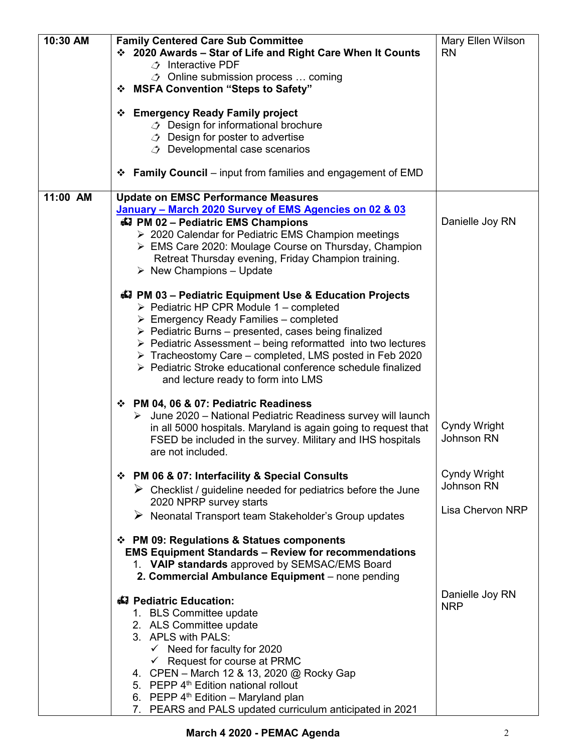| | | |
|---|---|---|
| **10:30 AM** | **Family Centered Care Sub Committee**<br>❖ **2020 Awards – Star of Life and Right Care When It Counts**<br>  ➢ Interactive PDF<br>  ➢ Online submission process … coming<br>❖ **MSFA Convention "Steps to Safety"**<br><br>❖ **Emergency Ready Family project**<br>  ➢ Design for informational brochure<br>  ➢ Design for poster to advertise<br>  ➢ Developmental case scenarios<br><br>❖ **Family Council** – input from families and engagement of EMD | Mary Ellen Wilson RN |
| **11:00 AM** | **Update on EMSC Performance Measures**<br>**January – March 2020 Survey of EMS Agencies on 02 & 03**<br>**PM 02 – Pediatric EMS Champions**<br>  ➢ 2020 Calendar for Pediatric EMS Champion meetings<br>  ➢ EMS Care 2020: Moulage Course on Thursday, Champion Retreat Thursday evening, Friday Champion training.<br>  ➢ New Champions – Update<br><br>**PM 03 – Pediatric Equipment Use & Education Projects**<br>  ➢ Pediatric HP CPR Module 1 – completed<br>  ➢ Emergency Ready Families – completed<br>  ➢ Pediatric Burns – presented, cases being finalized<br>  ➢ Pediatric Assessment – being reformatted into two lectures<br>  ➢ Tracheostomy Care – completed, LMS posted in Feb 2020<br>  ➢ Pediatric Stroke educational conference schedule finalized and lecture ready to form into LMS<br><br>❖ **PM 04, 06 & 07: Pediatric Readiness**<br>  ➢ June 2020 – National Pediatric Readiness survey will launch in all 5000 hospitals. Maryland is again going to request that FSED be included in the survey. Military and IHS hospitals are not included.<br><br>❖ **PM 06 & 07: Interfacility & Special Consults**<br>  ➢ Checklist / guideline needed for pediatrics before the June 2020 NPRP survey starts<br>  ➢ Neonatal Transport team Stakeholder's Group updates<br><br>❖ **PM 09: Regulations & Statues components**<br>**EMS Equipment Standards – Review for recommendations**<br>1. **VAIP standards** approved by SEMSAC/EMS Board<br>2. **Commercial Ambulance Equipment** – none pending<br><br>**Pediatric Education:**<br>1. BLS Committee update<br>2. ALS Committee update<br>3. APLS with PALS:<br>  ✓ Need for faculty for 2020<br>  ✓ Request for course at PRMC<br>4. CPEN – March 12 & 13, 2020 @ Rocky Gap<br>5. PEPP 4th Edition national rollout<br>6. PEPP 4th Edition – Maryland plan<br>7. PEARS and PALS updated curriculum anticipated in 2021 | Danielle Joy RN<br><br><br><br><br><br><br><br><br><br><br>Cyndy Wright Johnson RN<br><br>Cyndy Wright Johnson RN<br><br>Lisa Chervon NRP<br><br><br><br><br>Danielle Joy RN NRP |

**March 4 2020 - PEMAC Agenda**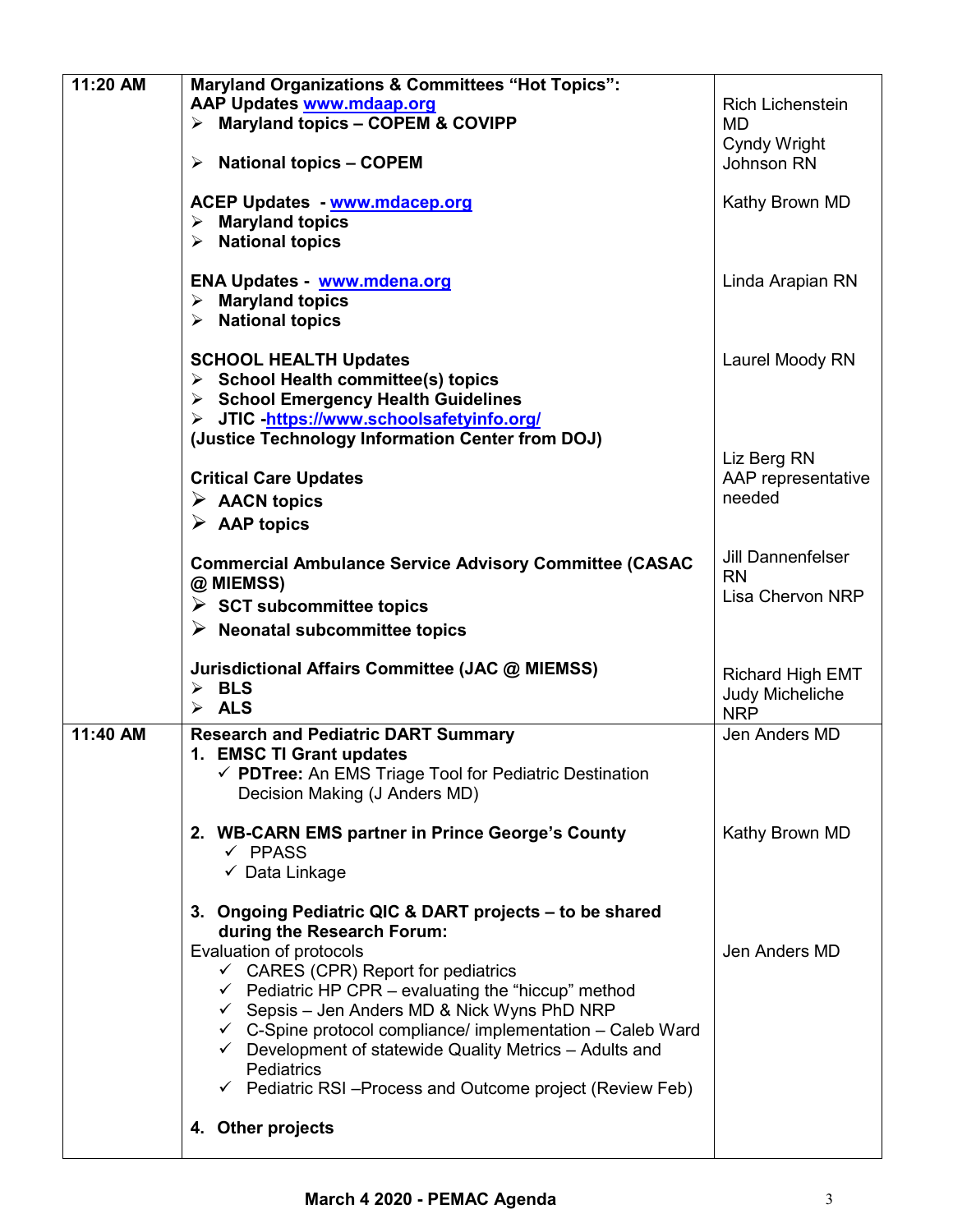| | | |
|---|---|---|
| 11:20 AM | **Maryland Organizations & Committees "Hot Topics":**<br>**AAP Updates** [www.mdaap.org](www.mdaap.org)<br>➢ **Maryland topics – COPEM & COVIPP**<br>➢ **National topics – COPEM**<br><br>**ACEP Updates -** [www.mdacep.org](www.mdacep.org)<br>➢ **Maryland topics**<br>➢ **National topics**<br><br>**ENA Updates -** [www.mdena.org](www.mdena.org)<br>➢ **Maryland topics**<br>➢ **National topics**<br><br>**SCHOOL HEALTH Updates**<br>➢ **School Health committee(s) topics**<br>➢ **School Emergency Health Guidelines**<br>➢ **JTIC -**[https://www.schoolsafetyinfo.org/](https://www.schoolsafetyinfo.org/)<br>**(Justice Technology Information Center from DOJ)**<br><br>**Critical Care Updates**<br>➢ **AACN topics**<br>➢ **AAP topics**<br><br>**Commercial Ambulance Service Advisory Committee (CASAC @ MIEMSS)**<br>➢ **SCT subcommittee topics**<br>➢ **Neonatal subcommittee topics**<br><br>**Jurisdictional Affairs Committee (JAC @ MIEMSS)**<br>➢ **BLS**<br>➢ **ALS** | Rich Lichenstein MD<br>Cyndy Wright Johnson RN<br><br>Kathy Brown MD<br><br>Linda Arapian RN<br><br>Laurel Moody RN<br><br>Liz Berg RN<br>AAP representative needed<br><br>Jill Dannenfelser RN<br>Lisa Chervon NRP<br><br>Richard High EMT<br>Judy Micheliche NRP |
| 11:40 AM | **Research and Pediatric DART Summary**<br>**1. EMSC TI Grant updates**<br>✓ **PDTree:** An EMS Triage Tool for Pediatric Destination Decision Making (J Anders MD)<br><br>**2. WB-CARN EMS partner in Prince George's County**<br>✓ PPASS<br>✓ Data Linkage<br><br>**3. Ongoing Pediatric QIC & DART projects – to be shared during the Research Forum:**<br>Evaluation of protocols<br>✓ CARES (CPR) Report for pediatrics<br>✓ Pediatric HP CPR – evaluating the "hiccup" method<br>✓ Sepsis – Jen Anders MD & Nick Wyns PhD NRP<br>✓ C-Spine protocol compliance/ implementation – Caleb Ward<br>✓ Development of statewide Quality Metrics – Adults and Pediatrics<br>✓ Pediatric RSI –Process and Outcome project (Review Feb)<br><br>**4. Other projects** | Jen Anders MD<br><br>Kathy Brown MD<br><br>Jen Anders MD |

**March 4 2020 - PEMAC Agenda**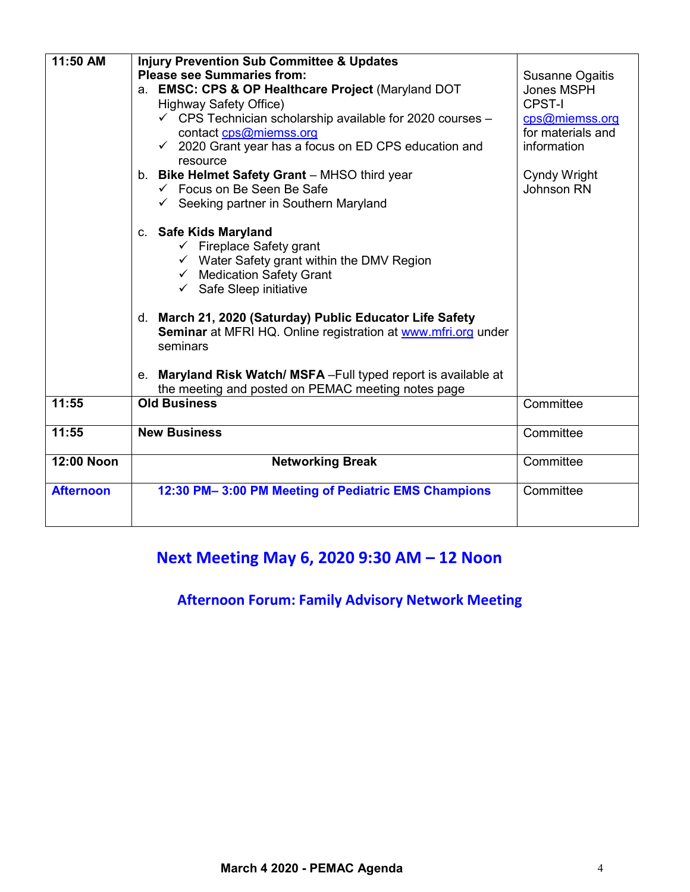| | | |
|---|---|---|
| **11:50 AM** | **Injury Prevention Sub Committee & Updates**<br>**Please see Summaries from:**<br>a. **EMSC: CPS & OP Healthcare Project** (Maryland DOT Highway Safety Office)<br>✓ CPS Technician scholarship available for 2020 courses – contact cps@miemss.org<br>✓ 2020 Grant year has a focus on ED CPS education and resource<br>b. **Bike Helmet Safety Grant** – MHSO third year<br>✓ Focus on Be Seen Be Safe<br>✓ Seeking partner in Southern Maryland<br><br>c. **Safe Kids Maryland**<br>✓ Fireplace Safety grant<br>✓ Water Safety grant within the DMV Region<br>✓ Medication Safety Grant<br>✓ Safe Sleep initiative<br><br>d. **March 21, 2020 (Saturday) Public Educator Life Safety Seminar** at MFRI HQ. Online registration at www.mfri.org under seminars<br><br>e. **Maryland Risk Watch/ MSFA** –Full typed report is available at the meeting and posted on PEMAC meeting notes page | Susanne Ogaitis Jones MSPH CPST-I<br>cps@miemss.org for materials and information<br><br>Cyndy Wright Johnson RN |
| **11:55** | **Old Business** | Committee |
| **11:55** | **New Business** | Committee |
| **12:00 Noon** | **Networking Break** | Committee |
| **Afternoon** | **12:30 PM– 3:00 PM Meeting of Pediatric EMS Champions** | Committee |

## Next Meeting May 6, 2020 9:30 AM – 12 Noon

### Afternoon Forum: Family Advisory Network Meeting